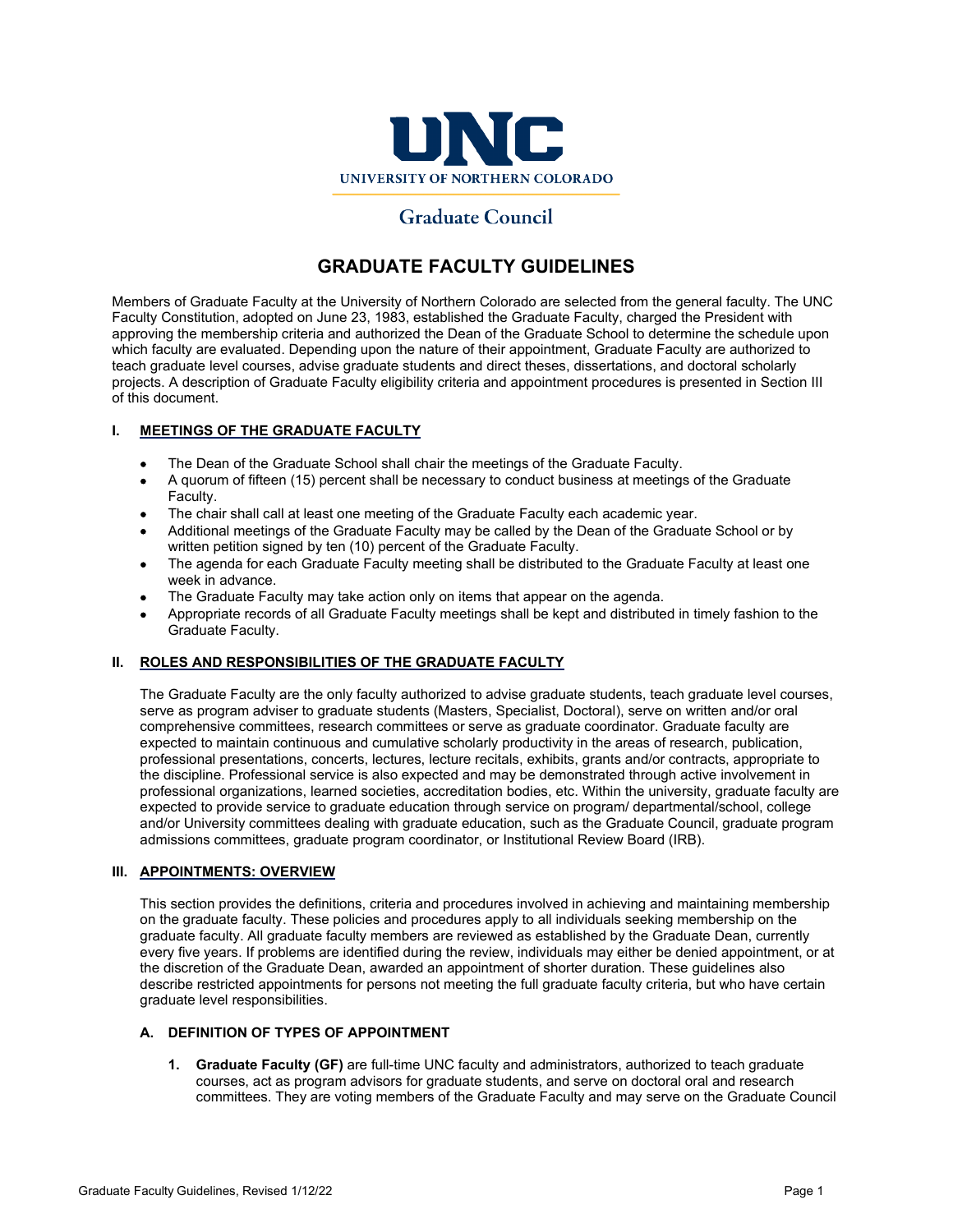UNC

UNIVERSITY OF NORTHERN COLORADO

Graduate Council

# GRADUATE FACULTY GUIDELINES

Members of Graduate Faculty at the University of Northern Colorado are selected from the general faculty. The UNC Faculty Constitution, adopted on June 23, 1983, established the Graduate Faculty, charged the President with approving the membership criteria and authorized the Dean of the Graduate School to determine the schedule upon which faculty are evaluated. Depending upon the nature of their appointment, Graduate Faculty are authorized to teach graduate level courses, advise graduate students and direct theses, dissertations, and doctoral scholarly projects. A description of Graduate Faculty eligibility criteria and appointment procedures is presented in Section III of this document.

## I. MEETINGS OF THE GRADUATE FACULTY

- The Dean of the Graduate School shall chair the meetings of the Graduate Faculty.
- A quorum of fifteen (15) percent shall be necessary to conduct business at meetings of the Graduate Faculty.
- The chair shall call at least one meeting of the Graduate Faculty each academic year.
- Additional meetings of the Graduate Faculty may be called by the Dean of the Graduate School or by written petition signed by ten (10) percent of the Graduate Faculty.
- The agenda for each Graduate Faculty meeting shall be distributed to the Graduate Faculty at least one week in advance.
- The Graduate Faculty may take action only on items that appear on the agenda.
- Appropriate records of all Graduate Faculty meetings shall be kept and distributed in timely fashion to the Graduate Faculty.

## II. ROLES AND RESPONSIBILITIES OF THE GRADUATE FACULTY

The Graduate Faculty are the only faculty authorized to advise graduate students, teach graduate level courses, serve as program adviser to graduate students (Masters, Specialist, Doctoral), serve on written and/or oral comprehensive committees, research committees or serve as graduate coordinator. Graduate faculty are expected to maintain continuous and cumulative scholarly productivity in the areas of research, publication, professional presentations, concerts, lectures, lecture recitals, exhibits, grants and/or contracts, appropriate to the discipline. Professional service is also expected and may be demonstrated through active involvement in professional organizations, learned societies, accreditation bodies, etc. Within the university, graduate faculty are expected to provide service to graduate education through service on program/ departmental/school, college and/or University committees dealing with graduate education, such as the Graduate Council, graduate program admissions committees, graduate program coordinator, or Institutional Review Board (IRB).

## III. APPOINTMENTS: OVERVIEW

This section provides the definitions, criteria and procedures involved in achieving and maintaining membership on the graduate faculty. These policies and procedures apply to all individuals seeking membership on the graduate faculty. All graduate faculty members are reviewed as established by the Graduate Dean, currently every five years. If problems are identified during the review, individuals may either be denied appointment, or at the discretion of the Graduate Dean, awarded an appointment of shorter duration. These guidelines also describe restricted appointments for persons not meeting the full graduate faculty criteria, but who have certain graduate level responsibilities.

### A. DEFINITION OF TYPES OF APPOINTMENT

1. **Graduate Faculty (GF)** are full-time UNC faculty and administrators, authorized to teach graduate courses, act as program advisors for graduate students, and serve on doctoral oral and research committees. They are voting members of the Graduate Faculty and may serve on the Graduate Council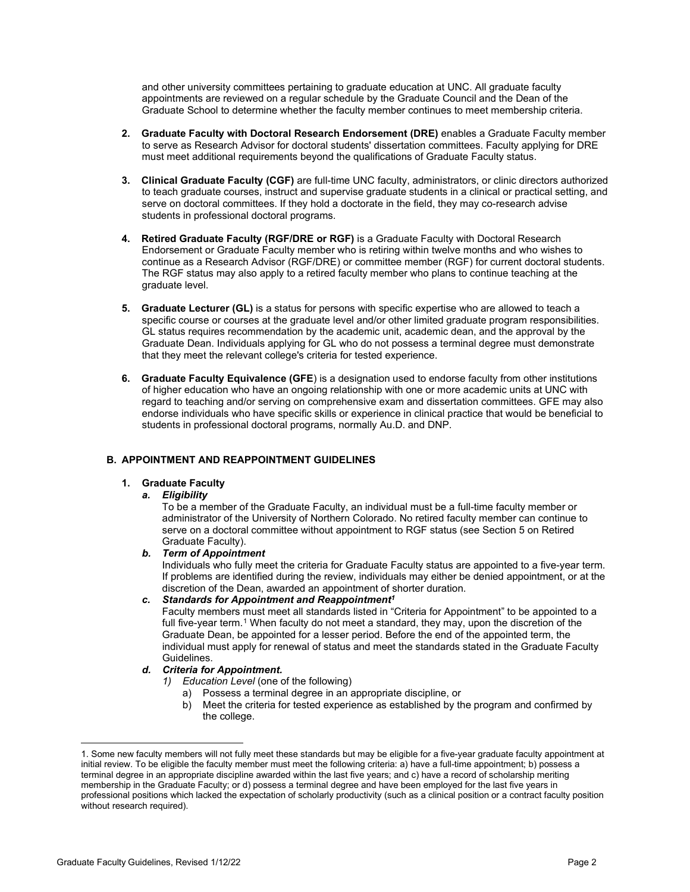and other university committees pertaining to graduate education at UNC. All graduate faculty appointments are reviewed on a regular schedule by the Graduate Council and the Dean of the Graduate School to determine whether the faculty member continues to meet membership criteria.

2. **Graduate Faculty with Doctoral Research Endorsement (DRE)** enables a Graduate Faculty member to serve as Research Advisor for doctoral students' dissertation committees. Faculty applying for DRE must meet additional requirements beyond the qualifications of Graduate Faculty status.

3. **Clinical Graduate Faculty (CGF)** are full-time UNC faculty, administrators, or clinic directors authorized to teach graduate courses, instruct and supervise graduate students in a clinical or practical setting, and serve on doctoral committees. If they hold a doctorate in the field, they may co-research advise students in professional doctoral programs.

4. **Retired Graduate Faculty (RGF/DRE or RGF)** is a Graduate Faculty with Doctoral Research Endorsement or Graduate Faculty member who is retiring within twelve months and who wishes to continue as a Research Advisor (RGF/DRE) or committee member (RGF) for current doctoral students. The RGF status may also apply to a retired faculty member who plans to continue teaching at the graduate level.

5. **Graduate Lecturer (GL)** is a status for persons with specific expertise who are allowed to teach a specific course or courses at the graduate level and/or other limited graduate program responsibilities. GL status requires recommendation by the academic unit, academic dean, and the approval by the Graduate Dean. Individuals applying for GL who do not possess a terminal degree must demonstrate that they meet the relevant college's criteria for tested experience.

6. **Graduate Faculty Equivalence (GFE**) is a designation used to endorse faculty from other institutions of higher education who have an ongoing relationship with one or more academic units at UNC with regard to teaching and/or serving on comprehensive exam and dissertation committees. GFE may also endorse individuals who have specific skills or experience in clinical practice that would be beneficial to students in professional doctoral programs, normally Au.D. and DNP.

### B. APPOINTMENT AND REAPPOINTMENT GUIDELINES

1. **Graduate Faculty**
   
   a. ***Eligibility***
   
   To be a member of the Graduate Faculty, an individual must be a full-time faculty member or administrator of the University of Northern Colorado. No retired faculty member can continue to serve on a doctoral committee without appointment to RGF status (see Section 5 on Retired Graduate Faculty).
   
   b. ***Term of Appointment***
   
   Individuals who fully meet the criteria for Graduate Faculty status are appointed to a five-year term. If problems are identified during the review, individuals may either be denied appointment, or at the discretion of the Dean, awarded an appointment of shorter duration.
   
   c. ***Standards for Appointment and Reappointment[1]***
   
   Faculty members must meet all standards listed in "Criteria for Appointment" to be appointed to a full five-year term.[1] When faculty do not meet a standard, they may, upon the discretion of the Graduate Dean, be appointed for a lesser period. Before the end of the appointed term, the individual must apply for renewal of status and meet the standards stated in the Graduate Faculty Guidelines.
   
   d. ***Criteria for Appointment.***
   
   1) *Education Level* (one of the following)
      
      a) Possess a terminal degree in an appropriate discipline, or
      
      b) Meet the criteria for tested experience as established by the program and confirmed by the college.

---

1. Some new faculty members will not fully meet these standards but may be eligible for a five-year graduate faculty appointment at initial review. To be eligible the faculty member must meet the following criteria: a) have a full-time appointment; b) possess a terminal degree in an appropriate discipline awarded within the last five years; and c) have a record of scholarship meriting membership in the Graduate Faculty; or d) possess a terminal degree and have been employed for the last five years in professional positions which lacked the expectation of scholarly productivity (such as a clinical position or a contract faculty position without research required).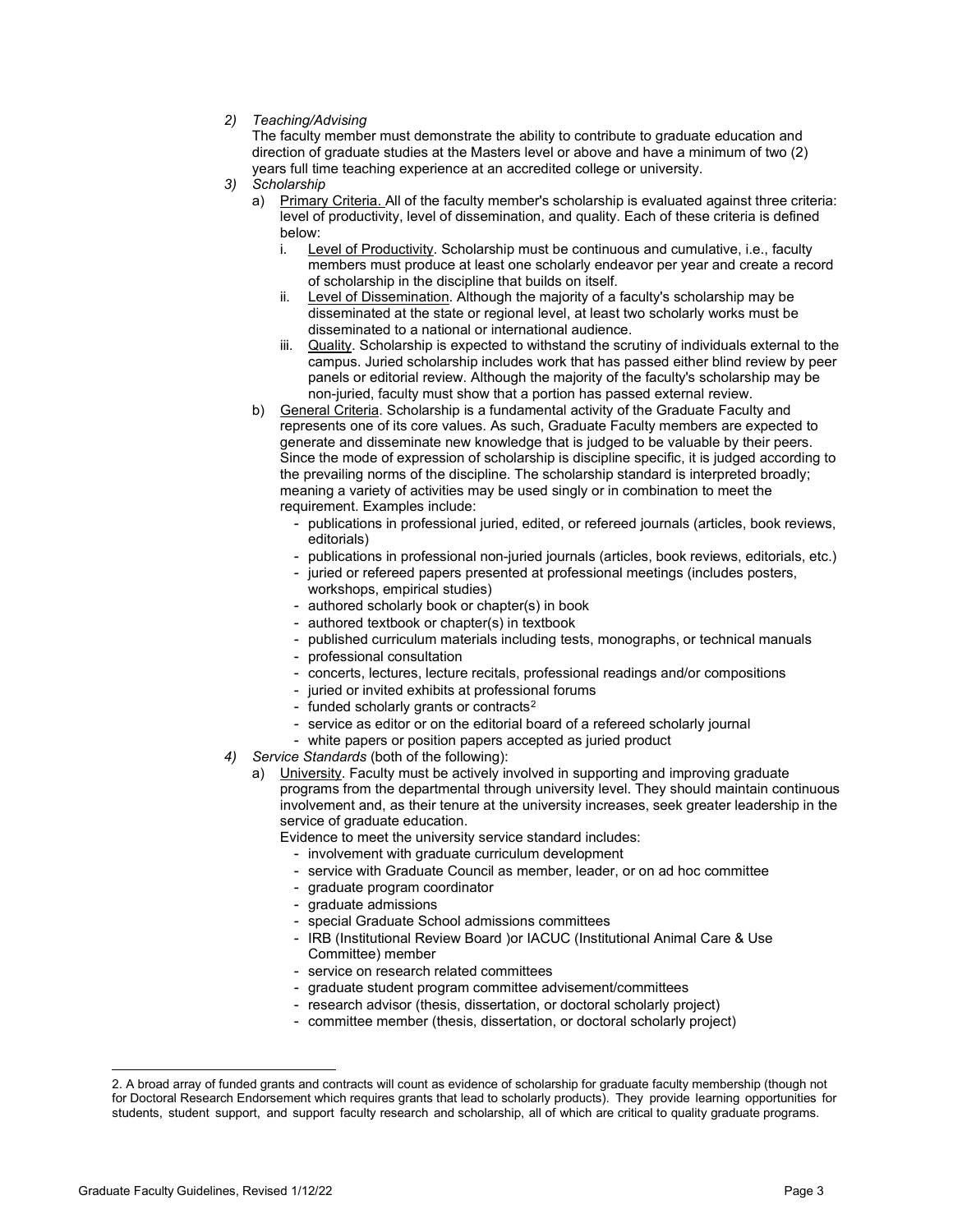2) *Teaching/Advising*

   The faculty member must demonstrate the ability to contribute to graduate education and direction of graduate studies at the Masters level or above and have a minimum of two (2) years full time teaching experience at an accredited college or university.

3) *Scholarship*

   a) Primary Criteria. All of the faculty member's scholarship is evaluated against three criteria: level of productivity, level of dissemination, and quality. Each of these criteria is defined below:

      i. Level of Productivity. Scholarship must be continuous and cumulative, i.e., faculty members must produce at least one scholarly endeavor per year and create a record of scholarship in the discipline that builds on itself.

      ii. Level of Dissemination. Although the majority of a faculty's scholarship may be disseminated at the state or regional level, at least two scholarly works must be disseminated to a national or international audience.

      iii. Quality. Scholarship is expected to withstand the scrutiny of individuals external to the campus. Juried scholarship includes work that has passed either blind review by peer panels or editorial review. Although the majority of the faculty's scholarship may be non-juried, faculty must show that a portion has passed external review.

   b) General Criteria. Scholarship is a fundamental activity of the Graduate Faculty and represents one of its core values. As such, Graduate Faculty members are expected to generate and disseminate new knowledge that is judged to be valuable by their peers. Since the mode of expression of scholarship is discipline specific, it is judged according to the prevailing norms of the discipline. The scholarship standard is interpreted broadly; meaning a variety of activities may be used singly or in combination to meet the requirement. Examples include:

      - publications in professional juried, edited, or refereed journals (articles, book reviews, editorials)
      - publications in professional non-juried journals (articles, book reviews, editorials, etc.)
      - juried or refereed papers presented at professional meetings (includes posters, workshops, empirical studies)
      - authored scholarly book or chapter(s) in book
      - authored textbook or chapter(s) in textbook
      - published curriculum materials including tests, monographs, or technical manuals
      - professional consultation
      - concerts, lectures, lecture recitals, professional readings and/or compositions
      - juried or invited exhibits at professional forums
      - funded scholarly grants or contracts[2]
      - service as editor or on the editorial board of a refereed scholarly journal
      - white papers or position papers accepted as juried product

4) *Service Standards* (both of the following):

   a) University. Faculty must be actively involved in supporting and improving graduate programs from the departmental through university level. They should maintain continuous involvement and, as their tenure at the university increases, seek greater leadership in the service of graduate education.

      Evidence to meet the university service standard includes:

      - involvement with graduate curriculum development
      - service with Graduate Council as member, leader, or on ad hoc committee
      - graduate program coordinator
      - graduate admissions
      - special Graduate School admissions committees
      - IRB (Institutional Review Board )or IACUC (Institutional Animal Care & Use Committee) member
      - service on research related committees
      - graduate student program committee advisement/committees
      - research advisor (thesis, dissertation, or doctoral scholarly project)
      - committee member (thesis, dissertation, or doctoral scholarly project)

---

2. A broad array of funded grants and contracts will count as evidence of scholarship for graduate faculty membership (though not for Doctoral Research Endorsement which requires grants that lead to scholarly products). They provide learning opportunities for students, student support, and support faculty research and scholarship, all of which are critical to quality graduate programs.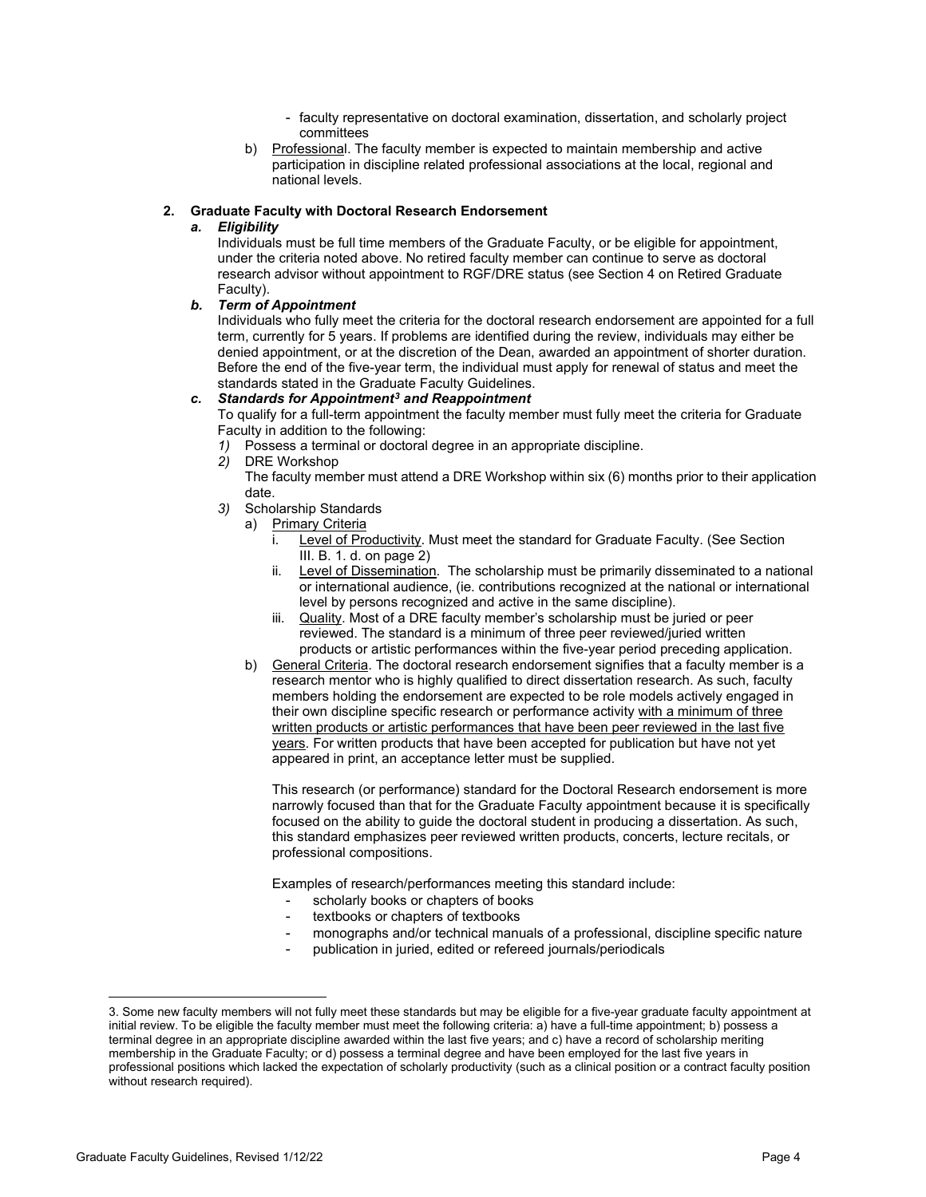- faculty representative on doctoral examination, dissertation, and scholarly project committees

b) Professional. The faculty member is expected to maintain membership and active participation in discipline related professional associations at the local, regional and national levels.

**2. Graduate Faculty with Doctoral Research Endorsement**

***a. Eligibility***

Individuals must be full time members of the Graduate Faculty, or be eligible for appointment, under the criteria noted above. No retired faculty member can continue to serve as doctoral research advisor without appointment to RGF/DRE status (see Section 4 on Retired Graduate Faculty).

***b. Term of Appointment***

Individuals who fully meet the criteria for the doctoral research endorsement are appointed for a full term, currently for 5 years. If problems are identified during the review, individuals may either be denied appointment, or at the discretion of the Dean, awarded an appointment of shorter duration. Before the end of the five-year term, the individual must apply for renewal of status and meet the standards stated in the Graduate Faculty Guidelines.

***c. Standards for Appointment[3] and Reappointment***

To qualify for a full-term appointment the faculty member must fully meet the criteria for Graduate Faculty in addition to the following:

*1)* Possess a terminal or doctoral degree in an appropriate discipline.

*2)* DRE Workshop

The faculty member must attend a DRE Workshop within six (6) months prior to their application date.

*3)* Scholarship Standards

a) Primary Criteria

i. Level of Productivity. Must meet the standard for Graduate Faculty. (See Section III. B. 1. d. on page 2)

ii. Level of Dissemination. The scholarship must be primarily disseminated to a national or international audience, (ie. contributions recognized at the national or international level by persons recognized and active in the same discipline).

iii. Quality. Most of a DRE faculty member's scholarship must be juried or peer reviewed. The standard is a minimum of three peer reviewed/juried written products or artistic performances within the five-year period preceding application.

b) General Criteria. The doctoral research endorsement signifies that a faculty member is a research mentor who is highly qualified to direct dissertation research. As such, faculty members holding the endorsement are expected to be role models actively engaged in their own discipline specific research or performance activity with a minimum of three written products or artistic performances that have been peer reviewed in the last five years. For written products that have been accepted for publication but have not yet appeared in print, an acceptance letter must be supplied.

This research (or performance) standard for the Doctoral Research endorsement is more narrowly focused than that for the Graduate Faculty appointment because it is specifically focused on the ability to guide the doctoral student in producing a dissertation. As such, this standard emphasizes peer reviewed written products, concerts, lecture recitals, or professional compositions.

Examples of research/performances meeting this standard include:

- scholarly books or chapters of books
- textbooks or chapters of textbooks
- monographs and/or technical manuals of a professional, discipline specific nature
- publication in juried, edited or refereed journals/periodicals

---

3. Some new faculty members will not fully meet these standards but may be eligible for a five-year graduate faculty appointment at initial review. To be eligible the faculty member must meet the following criteria: a) have a full-time appointment; b) possess a terminal degree in an appropriate discipline awarded within the last five years; and c) have a record of scholarship meriting membership in the Graduate Faculty; or d) possess a terminal degree and have been employed for the last five years in professional positions which lacked the expectation of scholarly productivity (such as a clinical position or a contract faculty position without research required).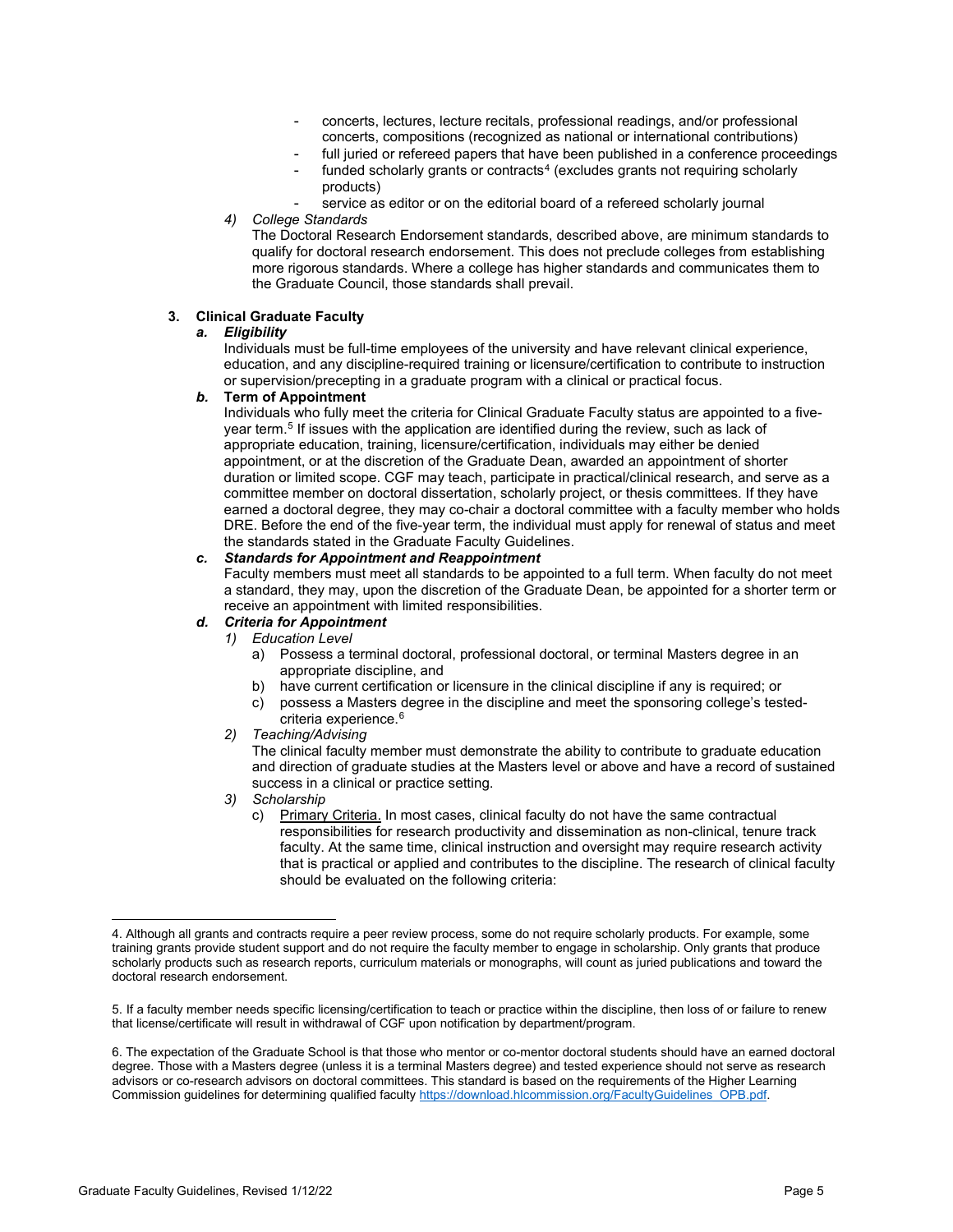- concerts, lectures, lecture recitals, professional readings, and/or professional concerts, compositions (recognized as national or international contributions)
- full juried or refereed papers that have been published in a conference proceedings
- funded scholarly grants or contracts[4] (excludes grants not requiring scholarly products)
- service as editor or on the editorial board of a refereed scholarly journal

4) *College Standards*

The Doctoral Research Endorsement standards, described above, are minimum standards to qualify for doctoral research endorsement. This does not preclude colleges from establishing more rigorous standards. Where a college has higher standards and communicates them to the Graduate Council, those standards shall prevail.

### 3. Clinical Graduate Faculty

#### *a. Eligibility*

Individuals must be full-time employees of the university and have relevant clinical experience, education, and any discipline-required training or licensure/certification to contribute to instruction or supervision/precepting in a graduate program with a clinical or practical focus.

#### *b.* Term of Appointment

Individuals who fully meet the criteria for Clinical Graduate Faculty status are appointed to a five-year term.[5] If issues with the application are identified during the review, such as lack of appropriate education, training, licensure/certification, individuals may either be denied appointment, or at the discretion of the Graduate Dean, awarded an appointment of shorter duration or limited scope. CGF may teach, participate in practical/clinical research, and serve as a committee member on doctoral dissertation, scholarly project, or thesis committees. If they have earned a doctoral degree, they may co-chair a doctoral committee with a faculty member who holds DRE. Before the end of the five-year term, the individual must apply for renewal of status and meet the standards stated in the Graduate Faculty Guidelines.

#### *c. Standards for Appointment and Reappointment*

Faculty members must meet all standards to be appointed to a full term. When faculty do not meet a standard, they may, upon the discretion of the Graduate Dean, be appointed for a shorter term or receive an appointment with limited responsibilities.

#### *d. Criteria for Appointment*

1) *Education Level*
   a) Possess a terminal doctoral, professional doctoral, or terminal Masters degree in an appropriate discipline, and
   b) have current certification or licensure in the clinical discipline if any is required; or
   c) possess a Masters degree in the discipline and meet the sponsoring college's tested-criteria experience.[6]

2) *Teaching/Advising*

   The clinical faculty member must demonstrate the ability to contribute to graduate education and direction of graduate studies at the Masters level or above and have a record of sustained success in a clinical or practice setting.

3) *Scholarship*
   c) Primary Criteria. In most cases, clinical faculty do not have the same contractual responsibilities for research productivity and dissemination as non-clinical, tenure track faculty. At the same time, clinical instruction and oversight may require research activity that is practical or applied and contributes to the discipline. The research of clinical faculty should be evaluated on the following criteria:

---

4. Although all grants and contracts require a peer review process, some do not require scholarly products. For example, some training grants provide student support and do not require the faculty member to engage in scholarship. Only grants that produce scholarly products such as research reports, curriculum materials or monographs, will count as juried publications and toward the doctoral research endorsement.

5. If a faculty member needs specific licensing/certification to teach or practice within the discipline, then loss of or failure to renew that license/certificate will result in withdrawal of CGF upon notification by department/program.

6. The expectation of the Graduate School is that those who mentor or co-mentor doctoral students should have an earned doctoral degree. Those with a Masters degree (unless it is a terminal Masters degree) and tested experience should not serve as research advisors or co-research advisors on doctoral committees. This standard is based on the requirements of the Higher Learning Commission guidelines for determining qualified faculty https://download.hlcommission.org/FacultyGuidelines_OPB.pdf.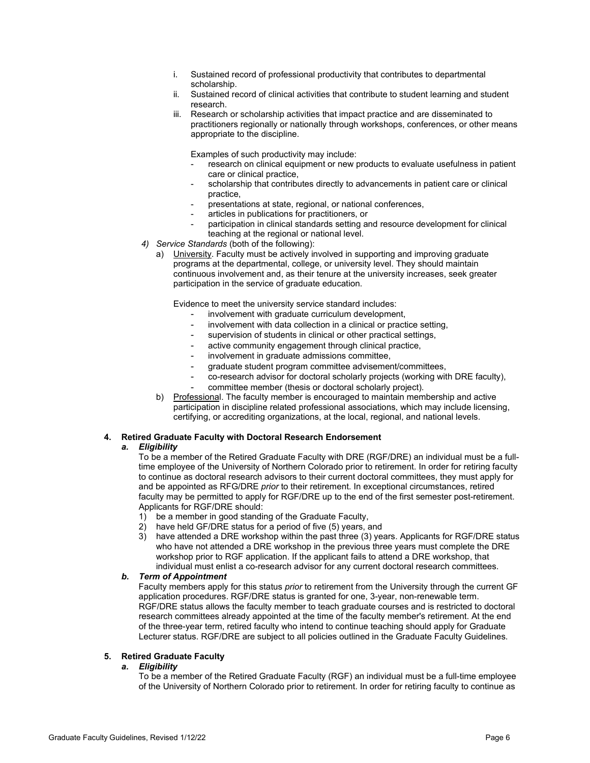i. Sustained record of professional productivity that contributes to departmental scholarship.
ii. Sustained record of clinical activities that contribute to student learning and student research.
iii. Research or scholarship activities that impact practice and are disseminated to practitioners regionally or nationally through workshops, conferences, or other means appropriate to the discipline.

   Examples of such productivity may include:
   - research on clinical equipment or new products to evaluate usefulness in patient care or clinical practice,
   - scholarship that contributes directly to advancements in patient care or clinical practice,
   - presentations at state, regional, or national conferences,
   - articles in publications for practitioners, or
   - participation in clinical standards setting and resource development for clinical teaching at the regional or national level.

4) *Service Standards* (both of the following):

   a) <u>University</u>. Faculty must be actively involved in supporting and improving graduate programs at the departmental, college, or university level. They should maintain continuous involvement and, as their tenure at the university increases, seek greater participation in the service of graduate education.

      Evidence to meet the university service standard includes:
      - involvement with graduate curriculum development,
      - involvement with data collection in a clinical or practice setting,
      - supervision of students in clinical or other practical settings,
      - active community engagement through clinical practice,
      - involvement in graduate admissions committee,
      - graduate student program committee advisement/committees,
      - co-research advisor for doctoral scholarly projects (working with DRE faculty),
      - committee member (thesis or doctoral scholarly project).

   b) <u>Professional</u>. The faculty member is encouraged to maintain membership and active participation in discipline related professional associations, which may include licensing, certifying, or accrediting organizations, at the local, regional, and national levels.

## 4. Retired Graduate Faculty with Doctoral Research Endorsement

### *a. Eligibility*

To be a member of the Retired Graduate Faculty with DRE (RGF/DRE) an individual must be a full-time employee of the University of Northern Colorado prior to retirement. In order for retiring faculty to continue as doctoral research advisors to their current doctoral committees, they must apply for and be appointed as RFG/DRE *prior* to their retirement. In exceptional circumstances, retired faculty may be permitted to apply for RGF/DRE up to the end of the first semester post-retirement. Applicants for RGF/DRE should:

1) be a member in good standing of the Graduate Faculty,
2) have held GF/DRE status for a period of five (5) years, and
3) have attended a DRE workshop within the past three (3) years. Applicants for RGF/DRE status who have not attended a DRE workshop in the previous three years must complete the DRE workshop prior to RGF application. If the applicant fails to attend a DRE workshop, that individual must enlist a co-research advisor for any current doctoral research committees.

### *b. Term of Appointment*

Faculty members apply for this status *prior* to retirement from the University through the current GF application procedures. RGF/DRE status is granted for one, 3-year, non-renewable term. RGF/DRE status allows the faculty member to teach graduate courses and is restricted to doctoral research committees already appointed at the time of the faculty member's retirement. At the end of the three-year term, retired faculty who intend to continue teaching should apply for Graduate Lecturer status. RGF/DRE are subject to all policies outlined in the Graduate Faculty Guidelines.

## 5. Retired Graduate Faculty

### *a. Eligibility*

To be a member of the Retired Graduate Faculty (RGF) an individual must be a full-time employee of the University of Northern Colorado prior to retirement. In order for retiring faculty to continue as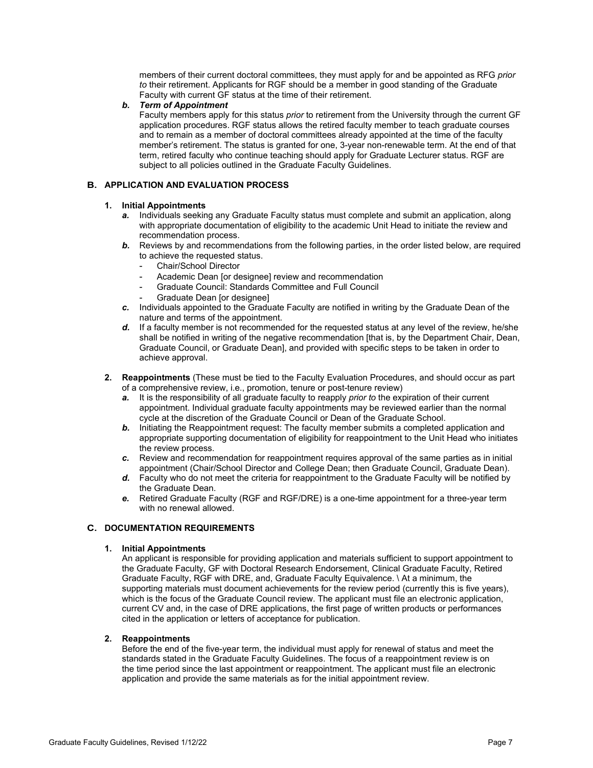members of their current doctoral committees, they must apply for and be appointed as RFG *prior to* their retirement. Applicants for RGF should be a member in good standing of the Graduate Faculty with current GF status at the time of their retirement.

***b. Term of Appointment***

Faculty members apply for this status *prior* to retirement from the University through the current GF application procedures. RGF status allows the retired faculty member to teach graduate courses and to remain as a member of doctoral committees already appointed at the time of the faculty member's retirement. The status is granted for one, 3-year non-renewable term. At the end of that term, retired faculty who continue teaching should apply for Graduate Lecturer status. RGF are subject to all policies outlined in the Graduate Faculty Guidelines.

## B. APPLICATION AND EVALUATION PROCESS

### 1. Initial Appointments

***a.*** Individuals seeking any Graduate Faculty status must complete and submit an application, along with appropriate documentation of eligibility to the academic Unit Head to initiate the review and recommendation process.

***b.*** Reviews by and recommendations from the following parties, in the order listed below, are required to achieve the requested status.

- Chair/School Director
- Academic Dean [or designee] review and recommendation
- Graduate Council: Standards Committee and Full Council
- Graduate Dean [or designee]

***c.*** Individuals appointed to the Graduate Faculty are notified in writing by the Graduate Dean of the nature and terms of the appointment.

***d.*** If a faculty member is not recommended for the requested status at any level of the review, he/she shall be notified in writing of the negative recommendation [that is, by the Department Chair, Dean, Graduate Council, or Graduate Dean], and provided with specific steps to be taken in order to achieve approval.

### 2. Reappointments (These must be tied to the Faculty Evaluation Procedures, and should occur as part of a comprehensive review, i.e., promotion, tenure or post-tenure review)

***a.*** It is the responsibility of all graduate faculty to reapply *prior to* the expiration of their current appointment. Individual graduate faculty appointments may be reviewed earlier than the normal cycle at the discretion of the Graduate Council or Dean of the Graduate School.

***b.*** Initiating the Reappointment request: The faculty member submits a completed application and appropriate supporting documentation of eligibility for reappointment to the Unit Head who initiates the review process.

***c.*** Review and recommendation for reappointment requires approval of the same parties as in initial appointment (Chair/School Director and College Dean; then Graduate Council, Graduate Dean).

***d.*** Faculty who do not meet the criteria for reappointment to the Graduate Faculty will be notified by the Graduate Dean.

***e.*** Retired Graduate Faculty (RGF and RGF/DRE) is a one-time appointment for a three-year term with no renewal allowed.

## C. DOCUMENTATION REQUIREMENTS

### 1. Initial Appointments

An applicant is responsible for providing application and materials sufficient to support appointment to the Graduate Faculty, GF with Doctoral Research Endorsement, Clinical Graduate Faculty, Retired Graduate Faculty, RGF with DRE, and, Graduate Faculty Equivalence. \ At a minimum, the supporting materials must document achievements for the review period (currently this is five years), which is the focus of the Graduate Council review. The applicant must file an electronic application, current CV and, in the case of DRE applications, the first page of written products or performances cited in the application or letters of acceptance for publication.

### 2. Reappointments

Before the end of the five-year term, the individual must apply for renewal of status and meet the standards stated in the Graduate Faculty Guidelines. The focus of a reappointment review is on the time period since the last appointment or reappointment. The applicant must file an electronic application and provide the same materials as for the initial appointment review.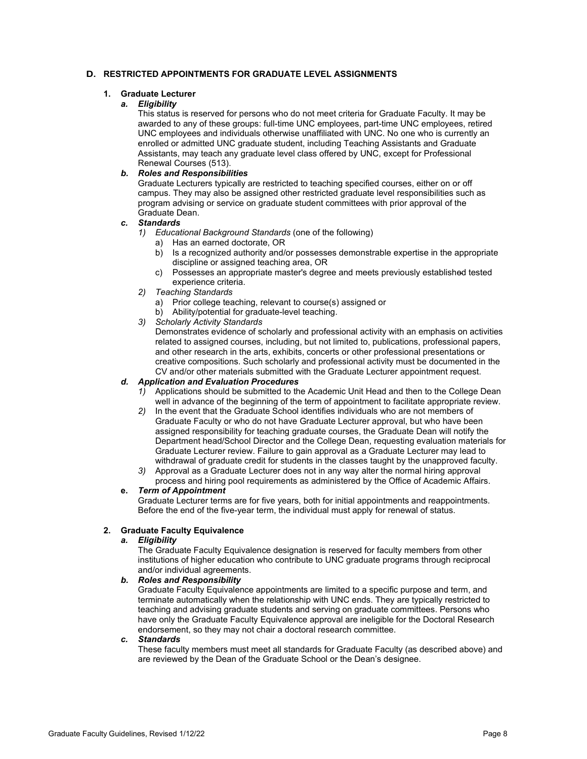## D. RESTRICTED APPOINTMENTS FOR GRADUATE LEVEL ASSIGNMENTS

### 1. Graduate Lecturer

#### *a. Eligibility*

This status is reserved for persons who do not meet criteria for Graduate Faculty. It may be awarded to any of these groups: full-time UNC employees, part-time UNC employees, retired UNC employees and individuals otherwise unaffiliated with UNC. No one who is currently an enrolled or admitted UNC graduate student, including Teaching Assistants and Graduate Assistants, may teach any graduate level class offered by UNC, except for Professional Renewal Courses (513).

#### *b. Roles and Responsibilities*

Graduate Lecturers typically are restricted to teaching specified courses, either on or off campus. They may also be assigned other restricted graduate level responsibilities such as program advising or service on graduate student committees with prior approval of the Graduate Dean.

#### *c. Standards*

1) *Educational Background Standards* (one of the following)
   a) Has an earned doctorate, OR
   b) Is a recognized authority and/or possesses demonstrable expertise in the appropriate discipline or assigned teaching area, OR
   c) Possesses an appropriate master's degree and meets previously established tested experience criteria.
2) *Teaching Standards*
   a) Prior college teaching, relevant to course(s) assigned or
   b) Ability/potential for graduate-level teaching.
3) *Scholarly Activity Standards*
   Demonstrates evidence of scholarly and professional activity with an emphasis on activities related to assigned courses, including, but not limited to, publications, professional papers, and other research in the arts, exhibits, concerts or other professional presentations or creative compositions. Such scholarly and professional activity must be documented in the CV and/or other materials submitted with the Graduate Lecturer appointment request.

#### *d. Application and Evaluation Procedures*

1) Applications should be submitted to the Academic Unit Head and then to the College Dean well in advance of the beginning of the term of appointment to facilitate appropriate review.
2) In the event that the Graduate School identifies individuals who are not members of Graduate Faculty or who do not have Graduate Lecturer approval, but who have been assigned responsibility for teaching graduate courses, the Graduate Dean will notify the Department head/School Director and the College Dean, requesting evaluation materials for Graduate Lecturer review. Failure to gain approval as a Graduate Lecturer may lead to withdrawal of graduate credit for students in the classes taught by the unapproved faculty.
3) Approval as a Graduate Lecturer does not in any way alter the normal hiring approval process and hiring pool requirements as administered by the Office of Academic Affairs.

#### e. *Term of Appointment*

Graduate Lecturer terms are for five years, both for initial appointments and reappointments. Before the end of the five-year term, the individual must apply for renewal of status.

### 2. Graduate Faculty Equivalence

#### *a. Eligibility*

The Graduate Faculty Equivalence designation is reserved for faculty members from other institutions of higher education who contribute to UNC graduate programs through reciprocal and/or individual agreements.

#### *b. Roles and Responsibility*

Graduate Faculty Equivalence appointments are limited to a specific purpose and term, and terminate automatically when the relationship with UNC ends. They are typically restricted to teaching and advising graduate students and serving on graduate committees. Persons who have only the Graduate Faculty Equivalence approval are ineligible for the Doctoral Research endorsement, so they may not chair a doctoral research committee.

#### *c. Standards*

These faculty members must meet all standards for Graduate Faculty (as described above) and are reviewed by the Dean of the Graduate School or the Dean's designee.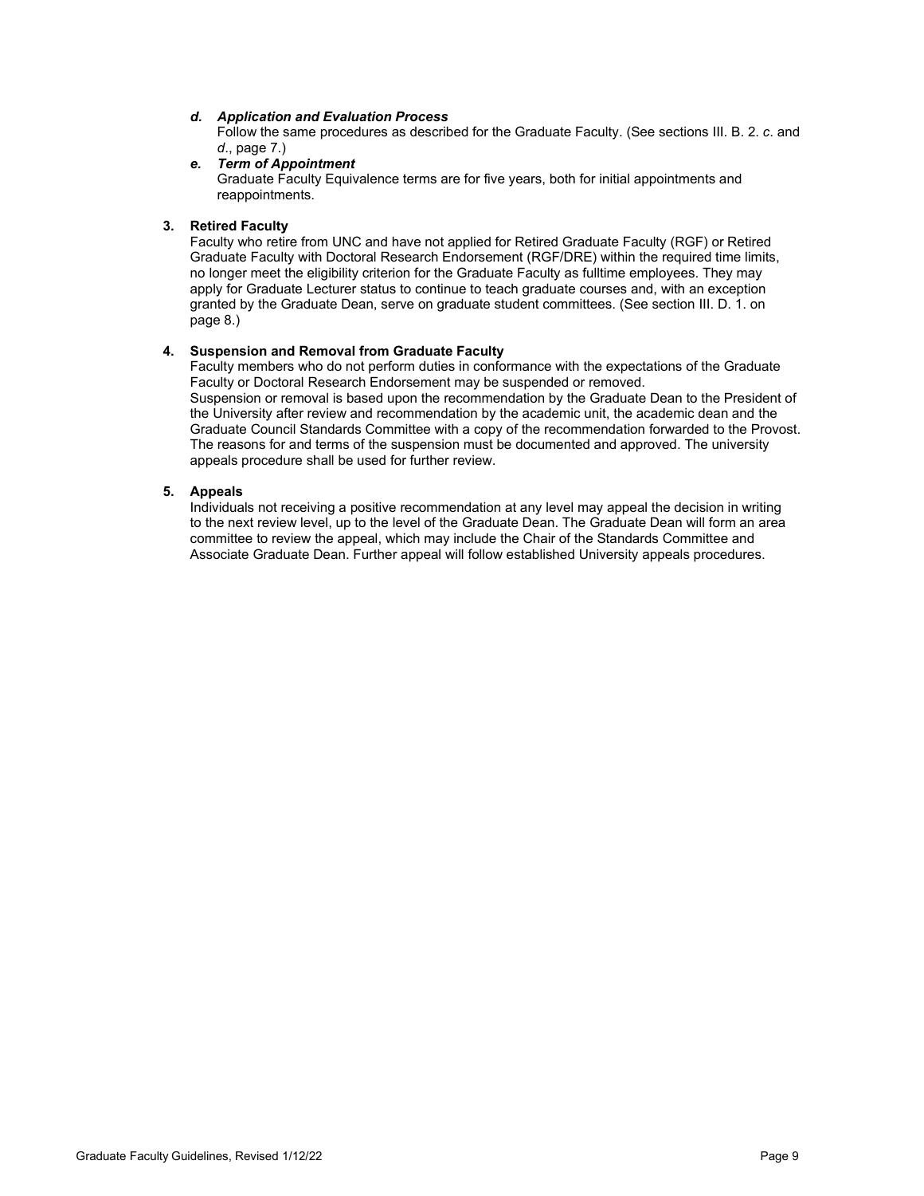*d. Application and Evaluation Process*

Follow the same procedures as described for the Graduate Faculty. (See sections III. B. 2. *c*. and *d*., page 7.)

*e. Term of Appointment*

Graduate Faculty Equivalence terms are for five years, both for initial appointments and reappointments.

**3. Retired Faculty**

Faculty who retire from UNC and have not applied for Retired Graduate Faculty (RGF) or Retired Graduate Faculty with Doctoral Research Endorsement (RGF/DRE) within the required time limits, no longer meet the eligibility criterion for the Graduate Faculty as fulltime employees. They may apply for Graduate Lecturer status to continue to teach graduate courses and, with an exception granted by the Graduate Dean, serve on graduate student committees. (See section III. D. 1. on page 8.)

**4. Suspension and Removal from Graduate Faculty**

Faculty members who do not perform duties in conformance with the expectations of the Graduate Faculty or Doctoral Research Endorsement may be suspended or removed.
Suspension or removal is based upon the recommendation by the Graduate Dean to the President of the University after review and recommendation by the academic unit, the academic dean and the Graduate Council Standards Committee with a copy of the recommendation forwarded to the Provost. The reasons for and terms of the suspension must be documented and approved. The university appeals procedure shall be used for further review.

**5. Appeals**

Individuals not receiving a positive recommendation at any level may appeal the decision in writing to the next review level, up to the level of the Graduate Dean. The Graduate Dean will form an area committee to review the appeal, which may include the Chair of the Standards Committee and Associate Graduate Dean. Further appeal will follow established University appeals procedures.